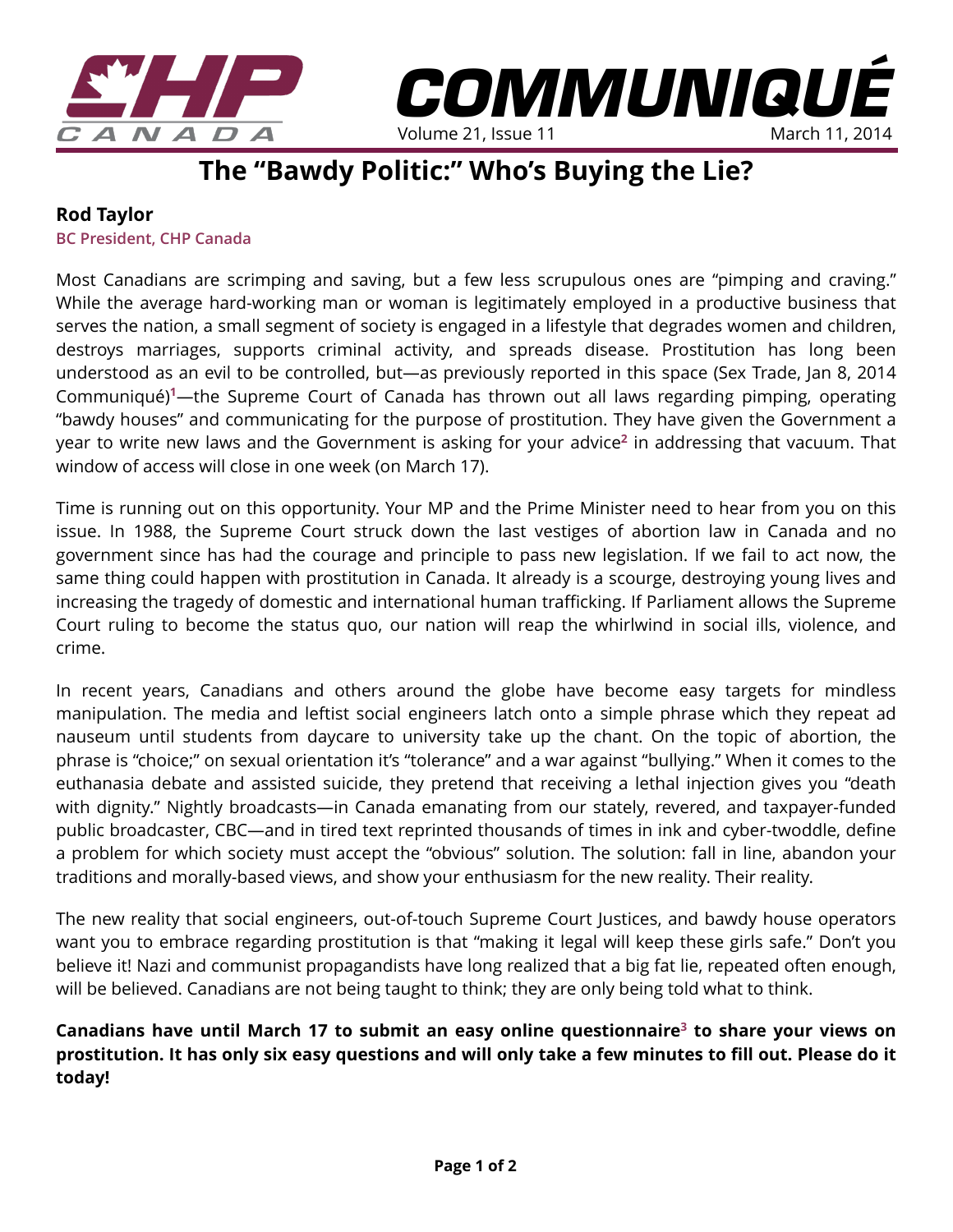# The "Bawdy Politic:" Who's Buying the Lie?

**Rod Taylor**
**BC President, CHP Canada**

Most Canadians are scrimping and saving, but a few less scrupulous ones are "pimping and craving." While the average hard-working man or woman is legitimately employed in a productive business that serves the nation, a small segment of society is engaged in a lifestyle that degrades women and children, destroys marriages, supports criminal activity, and spreads disease. Prostitution has long been understood as an evil to be controlled, but—as previously reported in this space (Sex Trade, Jan 8, 2014 Communiqué)[1]—the Supreme Court of Canada has thrown out all laws regarding pimping, operating "bawdy houses" and communicating for the purpose of prostitution. They have given the Government a year to write new laws and the Government is asking for your advice[2] in addressing that vacuum. That window of access will close in one week (on March 17).

Time is running out on this opportunity. Your MP and the Prime Minister need to hear from you on this issue. In 1988, the Supreme Court struck down the last vestiges of abortion law in Canada and no government since has had the courage and principle to pass new legislation. If we fail to act now, the same thing could happen with prostitution in Canada. It already is a scourge, destroying young lives and increasing the tragedy of domestic and international human trafficking. If Parliament allows the Supreme Court ruling to become the status quo, our nation will reap the whirlwind in social ills, violence, and crime.

In recent years, Canadians and others around the globe have become easy targets for mindless manipulation. The media and leftist social engineers latch onto a simple phrase which they repeat ad nauseum until students from daycare to university take up the chant. On the topic of abortion, the phrase is "choice;" on sexual orientation it's "tolerance" and a war against "bullying." When it comes to the euthanasia debate and assisted suicide, they pretend that receiving a lethal injection gives you "death with dignity." Nightly broadcasts—in Canada emanating from our stately, revered, and taxpayer-funded public broadcaster, CBC—and in tired text reprinted thousands of times in ink and cyber-twoddle, define a problem for which society must accept the "obvious" solution. The solution: fall in line, abandon your traditions and morally-based views, and show your enthusiasm for the new reality. Their reality.

The new reality that social engineers, out-of-touch Supreme Court Justices, and bawdy house operators want you to embrace regarding prostitution is that "making it legal will keep these girls safe." Don't you believe it! Nazi and communist propagandists have long realized that a big fat lie, repeated often enough, will be believed. Canadians are not being taught to think; they are only being told what to think.

**Canadians have until March 17 to submit an easy online questionnaire[3] to share your views on prostitution. It has only six easy questions and will only take a few minutes to fill out. Please do it today!**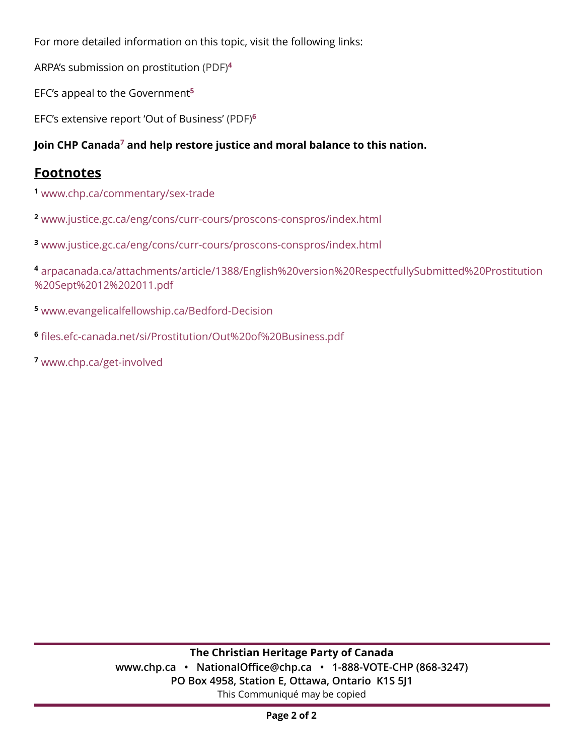For more detailed information on this topic, visit the following links:

ARPA's submission on prostitution (PDF)[4]

EFC's appeal to the Government[5]

EFC's extensive report 'Out of Business' (PDF)[6]

**Join CHP Canada[7] and help restore justice and moral balance to this nation.**

## Footnotes

[1] www.chp.ca/commentary/sex-trade

[2] www.justice.gc.ca/eng/cons/curr-cours/proscons-conspros/index.html

[3] www.justice.gc.ca/eng/cons/curr-cours/proscons-conspros/index.html

[4] arpacanada.ca/attachments/article/1388/English%20version%20RespectfullySubmitted%20Prostitution%20Sept%2012%202011.pdf

[5] www.evangelicalfellowship.ca/Bedford-Decision

[6] files.efc-canada.net/si/Prostitution/Out%20of%20Business.pdf

[7] www.chp.ca/get-involved

---

**The Christian Heritage Party of Canada**
**www.chp.ca • NationalOffice@chp.ca • 1-888-VOTE-CHP (868-3247)**
**PO Box 4958, Station E, Ottawa, Ontario K1S 5J1**
This Communiqué may be copied